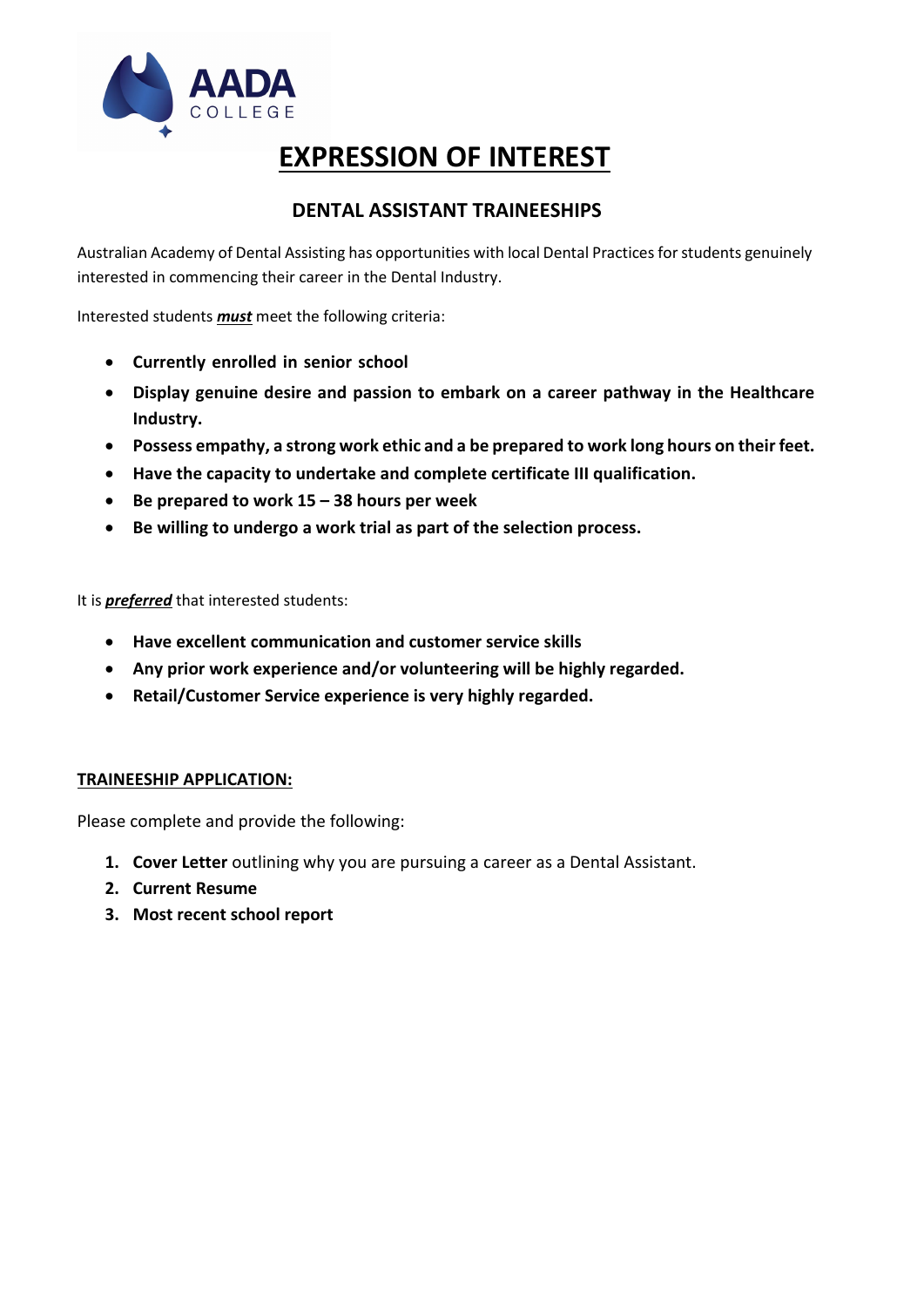# EXPRESSION OF INTEREST

## DENTAL ASSISTANT TRAINEESHIPS

Australian Academy of Dental Assisting has opportunities with local Dental Practices for students genuinely interested in commencing their career in the Dental Industry.

Interested students ***must*** meet the following criteria:

- **Currently enrolled in senior school**
- **Display genuine desire and passion to embark on a career pathway in the Healthcare Industry.**
- **Possess empathy, a strong work ethic and a be prepared to work long hours on their feet.**
- **Have the capacity to undertake and complete certificate III qualification.**
- **Be prepared to work 15 – 38 hours per week**
- **Be willing to undergo a work trial as part of the selection process.**

It is ***preferred*** that interested students:

- **Have excellent communication and customer service skills**
- **Any prior work experience and/or volunteering will be highly regarded.**
- **Retail/Customer Service experience is very highly regarded.**

**TRAINEESHIP APPLICATION:**

Please complete and provide the following:

1. **Cover Letter** outlining why you are pursuing a career as a Dental Assistant.
2. **Current Resume**
3. **Most recent school report**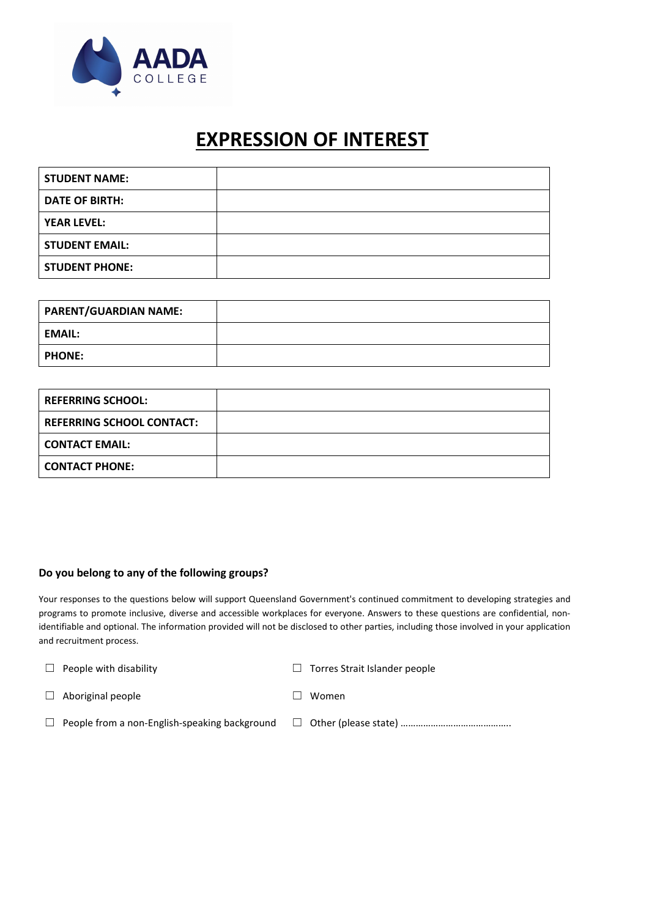AADA COLLEGE

# EXPRESSION OF INTEREST

| | |
|---|---|
| **STUDENT NAME:** | |
| **DATE OF BIRTH:** | |
| **YEAR LEVEL:** | |
| **STUDENT EMAIL:** | |
| **STUDENT PHONE:** | |

| | |
|---|---|
| **PARENT/GUARDIAN NAME:** | |
| **EMAIL:** | |
| **PHONE:** | |

| | |
|---|---|
| **REFERRING SCHOOL:** | |
| **REFERRING SCHOOL CONTACT:** | |
| **CONTACT EMAIL:** | |
| **CONTACT PHONE:** | |

**Do you belong to any of the following groups?**

Your responses to the questions below will support Queensland Government's continued commitment to developing strategies and programs to promote inclusive, diverse and accessible workplaces for everyone. Answers to these questions are confidential, non-identifiable and optional. The information provided will not be disclosed to other parties, including those involved in your application and recruitment process.

☐ People with disability

☐ Torres Strait Islander people

☐ Aboriginal people

☐ Women

☐ People from a non-English-speaking background

☐ Other (please state) ……………………………………..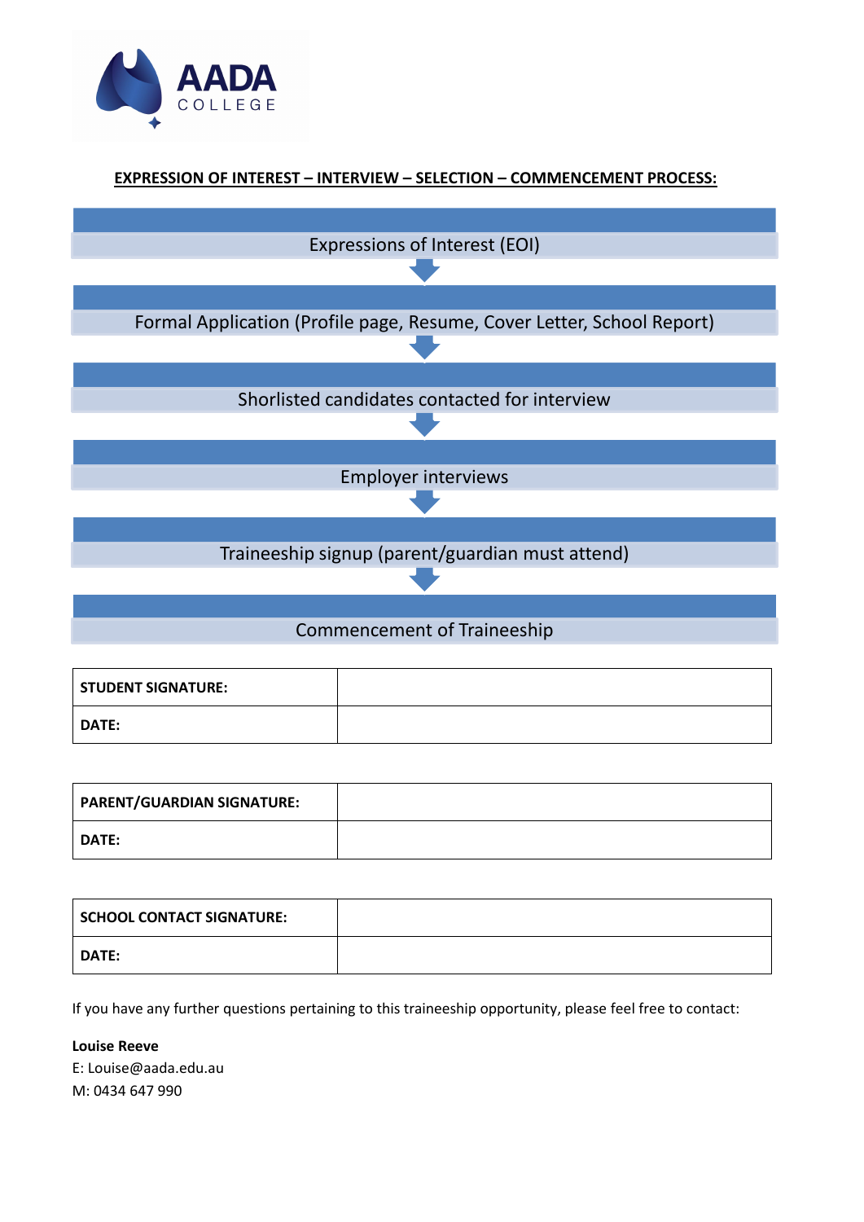AADA COLLEGE

**EXPRESSION OF INTEREST – INTERVIEW – SELECTION – COMMENCEMENT PROCESS:**

Expressions of Interest (EOI)

Formal Application (Profile page, Resume, Cover Letter, School Report)

Shorlisted candidates contacted for interview

Employer interviews

Traineeship signup (parent/guardian must attend)

Commencement of Traineeship

| | |
|---|---|
| **STUDENT SIGNATURE:** | |
| **DATE:** | |

| | |
|---|---|
| **PARENT/GUARDIAN SIGNATURE:** | |
| **DATE:** | |

| | |
|---|---|
| **SCHOOL CONTACT SIGNATURE:** | |
| **DATE:** | |

If you have any further questions pertaining to this traineeship opportunity, please feel free to contact:

**Louise Reeve**
E: Louise@aada.edu.au
M: 0434 647 990